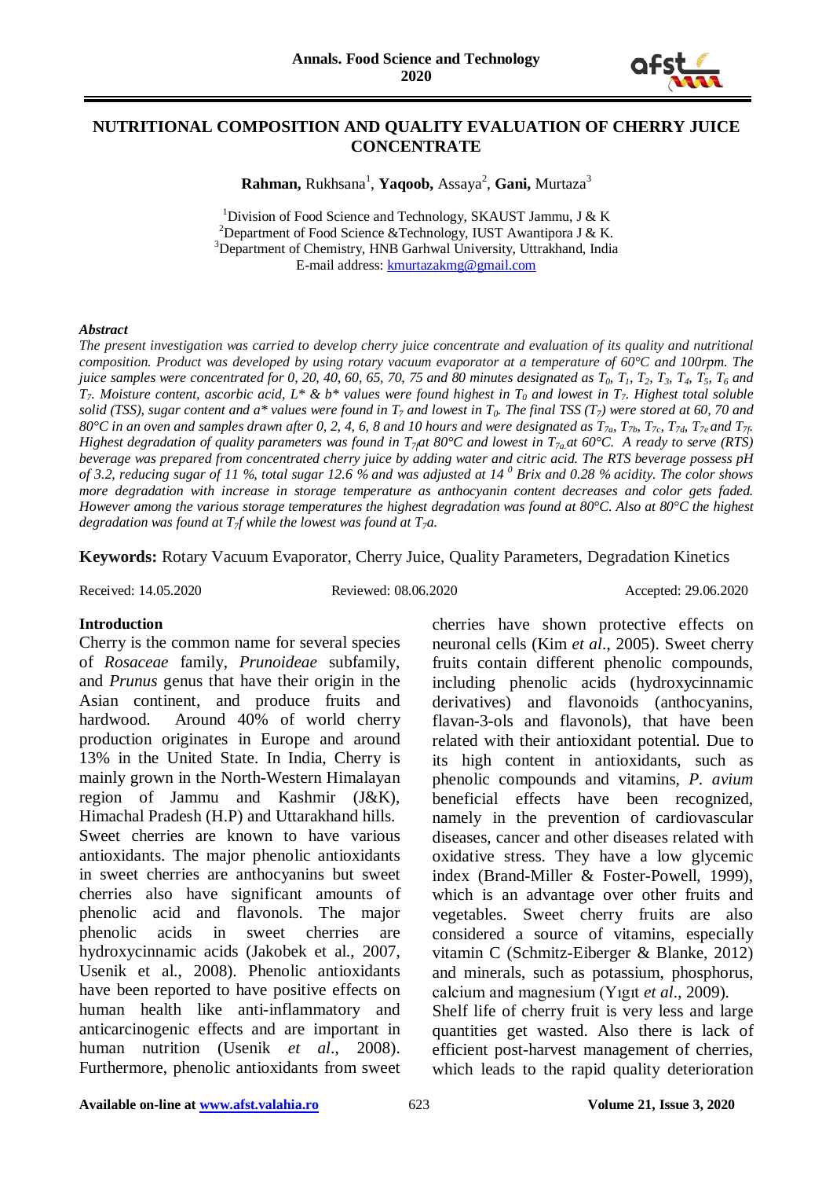# NUTRITIONAL COMPOSITION AND QUALITY EVALUATION OF CHERRY JUICE CONCENTRATE

**Rahman,** Rukhsana[1], **Yaqoob,** Assaya[2], **Gani,** Murtaza[3]

[1]Division of Food Science and Technology, SKAUST Jammu, J & K
[2]Department of Food Science &Technology, IUST Awantipora J & K.
[3]Department of Chemistry, HNB Garhwal University, Uttrakhand, India
E-mail address: kmurtazakmg@gmail.com

***Abstract***

*The present investigation was carried to develop cherry juice concentrate and evaluation of its quality and nutritional composition. Product was developed by using rotary vacuum evaporator at a temperature of 60°C and 100rpm. The juice samples were concentrated for 0, 20, 40, 60, 65, 70, 75 and 80 minutes designated as $T_0$, $T_1$, $T_2$, $T_3$, $T_4$, $T_5$, $T_6$ and $T_7$. Moisture content, ascorbic acid, L\* & b\* values were found highest in $T_0$ and lowest in $T_7$. Highest total soluble solid (TSS), sugar content and a\* values were found in $T_7$ and lowest in $T_0$. The final TSS ($T_7$) were stored at 60, 70 and 80°C in an oven and samples drawn after 0, 2, 4, 6, 8 and 10 hours and were designated as $T_{7a}$, $T_{7b}$, $T_{7c}$, $T_{7d}$, $T_{7e}$ and $T_{7f}$. Highest degradation of quality parameters was found in $T_7$at 80°C and lowest in $T_{7a}$ at 60°C. A ready to serve (RTS) beverage was prepared from concentrated cherry juice by adding water and citric acid. The RTS beverage possess pH of 3.2, reducing sugar of 11 %, total sugar 12.6 % and was adjusted at 14 $^0$ Brix and 0.28 % acidity. The color shows more degradation with increase in storage temperature as anthocyanin content decreases and color gets faded. However among the various storage temperatures the highest degradation was found at 80°C. Also at 80°C the highest degradation was found at $T_7$f while the lowest was found at $T_7$a.*

**Keywords:** Rotary Vacuum Evaporator, Cherry Juice, Quality Parameters, Degradation Kinetics

Received: 14.05.2020 Reviewed: 08.06.2020 Accepted: 29.06.2020

## Introduction

Cherry is the common name for several species of *Rosaceae* family, *Prunoideae* subfamily, and *Prunus* genus that have their origin in the Asian continent, and produce fruits and hardwood. Around 40% of world cherry production originates in Europe and around 13% in the United State. In India, Cherry is mainly grown in the North-Western Himalayan region of Jammu and Kashmir (J&K), Himachal Pradesh (H.P) and Uttarakhand hills.

Sweet cherries are known to have various antioxidants. The major phenolic antioxidants in sweet cherries are anthocyanins but sweet cherries also have significant amounts of phenolic acid and flavonols. The major phenolic acids in sweet cherries are hydroxycinnamic acids (Jakobek et al., 2007, Usenik et al., 2008). Phenolic antioxidants have been reported to have positive effects on human health like anti-inflammatory and anticarcinogenic effects and are important in human nutrition (Usenik *et al*., 2008). Furthermore, phenolic antioxidants from sweet cherries have shown protective effects on neuronal cells (Kim *et al*., 2005). Sweet cherry fruits contain different phenolic compounds, including phenolic acids (hydroxycinnamic derivatives) and flavonoids (anthocyanins, flavan-3-ols and flavonols), that have been related with their antioxidant potential. Due to its high content in antioxidants, such as phenolic compounds and vitamins, *P. avium* beneficial effects have been recognized, namely in the prevention of cardiovascular diseases, cancer and other diseases related with oxidative stress. They have a low glycemic index (Brand-Miller & Foster-Powell, 1999), which is an advantage over other fruits and vegetables. Sweet cherry fruits are also considered a source of vitamins, especially vitamin C (Schmitz-Eiberger & Blanke, 2012) and minerals, such as potassium, phosphorus, calcium and magnesium (Yıgıt *et al*., 2009).

Shelf life of cherry fruit is very less and large quantities get wasted. Also there is lack of efficient post-harvest management of cherries, which leads to the rapid quality deterioration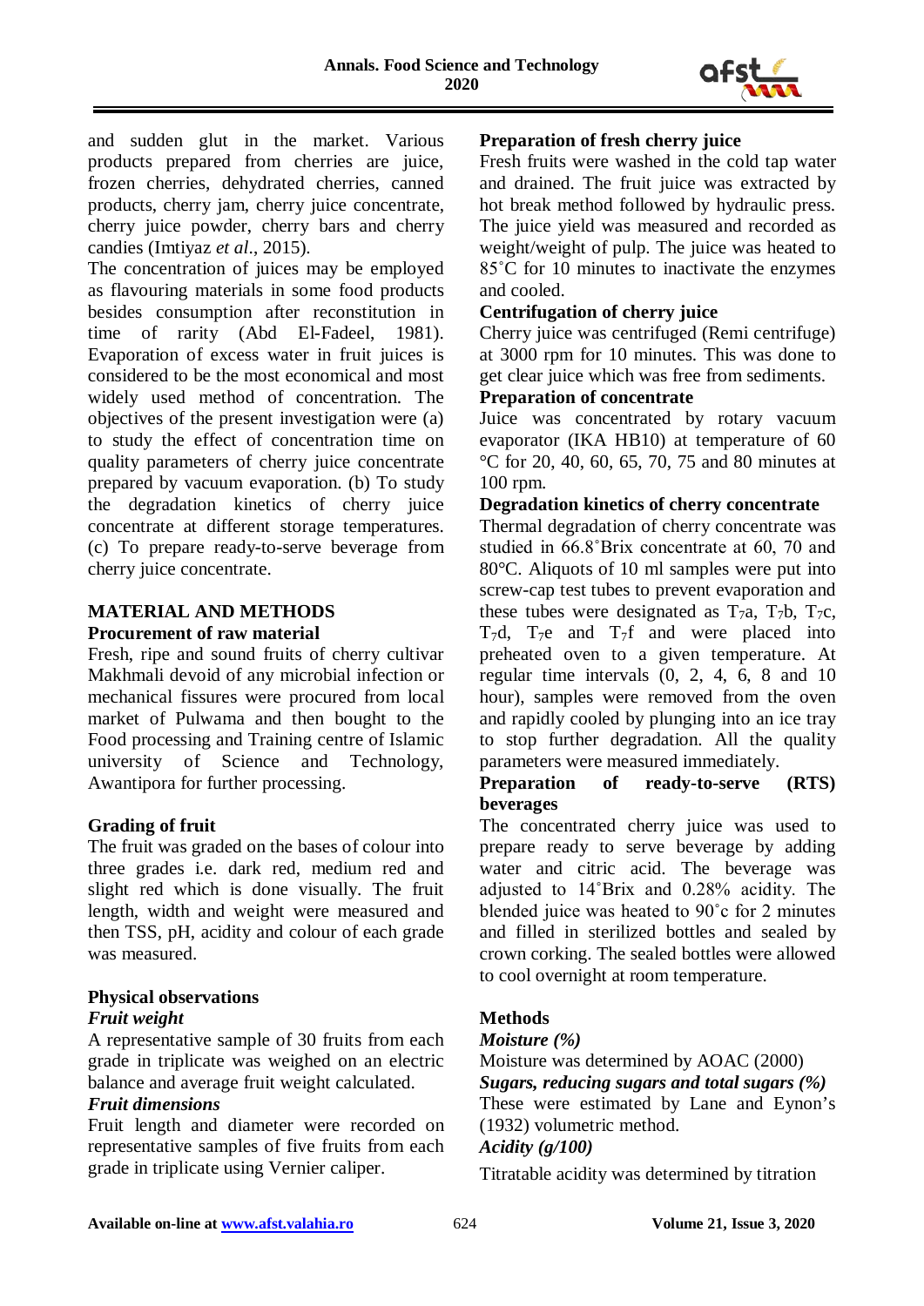and sudden glut in the market. Various products prepared from cherries are juice, frozen cherries, dehydrated cherries, canned products, cherry jam, cherry juice concentrate, cherry juice powder, cherry bars and cherry candies (Imtiyaz *et al*., 2015).

The concentration of juices may be employed as flavouring materials in some food products besides consumption after reconstitution in time of rarity (Abd El-Fadeel, 1981). Evaporation of excess water in fruit juices is considered to be the most economical and most widely used method of concentration. The objectives of the present investigation were (a) to study the effect of concentration time on quality parameters of cherry juice concentrate prepared by vacuum evaporation. (b) To study the degradation kinetics of cherry juice concentrate at different storage temperatures. (c) To prepare ready-to-serve beverage from cherry juice concentrate.

## MATERIAL AND METHODS

### Procurement of raw material

Fresh, ripe and sound fruits of cherry cultivar Makhmali devoid of any microbial infection or mechanical fissures were procured from local market of Pulwama and then bought to the Food processing and Training centre of Islamic university of Science and Technology, Awantipora for further processing.

### Grading of fruit

The fruit was graded on the bases of colour into three grades i.e. dark red, medium red and slight red which is done visually. The fruit length, width and weight were measured and then TSS, pH, acidity and colour of each grade was measured.

### Physical observations

#### *Fruit weight*

A representative sample of 30 fruits from each grade in triplicate was weighed on an electric balance and average fruit weight calculated.

#### *Fruit dimensions*

Fruit length and diameter were recorded on representative samples of five fruits from each grade in triplicate using Vernier caliper.

### Preparation of fresh cherry juice

Fresh fruits were washed in the cold tap water and drained. The fruit juice was extracted by hot break method followed by hydraulic press. The juice yield was measured and recorded as weight/weight of pulp. The juice was heated to 85˚C for 10 minutes to inactivate the enzymes and cooled.

### Centrifugation of cherry juice

Cherry juice was centrifuged (Remi centrifuge) at 3000 rpm for 10 minutes. This was done to get clear juice which was free from sediments.

### Preparation of concentrate

Juice was concentrated by rotary vacuum evaporator (IKA HB10) at temperature of 60 °C for 20, 40, 60, 65, 70, 75 and 80 minutes at 100 rpm.

### Degradation kinetics of cherry concentrate

Thermal degradation of cherry concentrate was studied in 66.8˚Brix concentrate at 60, 70 and 80°C. Aliquots of 10 ml samples were put into screw-cap test tubes to prevent evaporation and these tubes were designated as $T_7a$, $T_7b$, $T_7c$, $T_7d$, $T_7e$ and $T_7f$ and were placed into preheated oven to a given temperature. At regular time intervals (0, 2, 4, 6, 8 and 10 hour), samples were removed from the oven and rapidly cooled by plunging into an ice tray to stop further degradation. All the quality parameters were measured immediately.

### Preparation of ready-to-serve (RTS) beverages

The concentrated cherry juice was used to prepare ready to serve beverage by adding water and citric acid. The beverage was adjusted to 14˚Brix and 0.28% acidity. The blended juice was heated to 90˚c for 2 minutes and filled in sterilized bottles and sealed by crown corking. The sealed bottles were allowed to cool overnight at room temperature.

### Methods

#### *Moisture (%)*

Moisture was determined by AOAC (2000)

#### *Sugars, reducing sugars and total sugars (%)*

These were estimated by Lane and Eynon's (1932) volumetric method.

#### *Acidity (g/100)*

Titratable acidity was determined by titration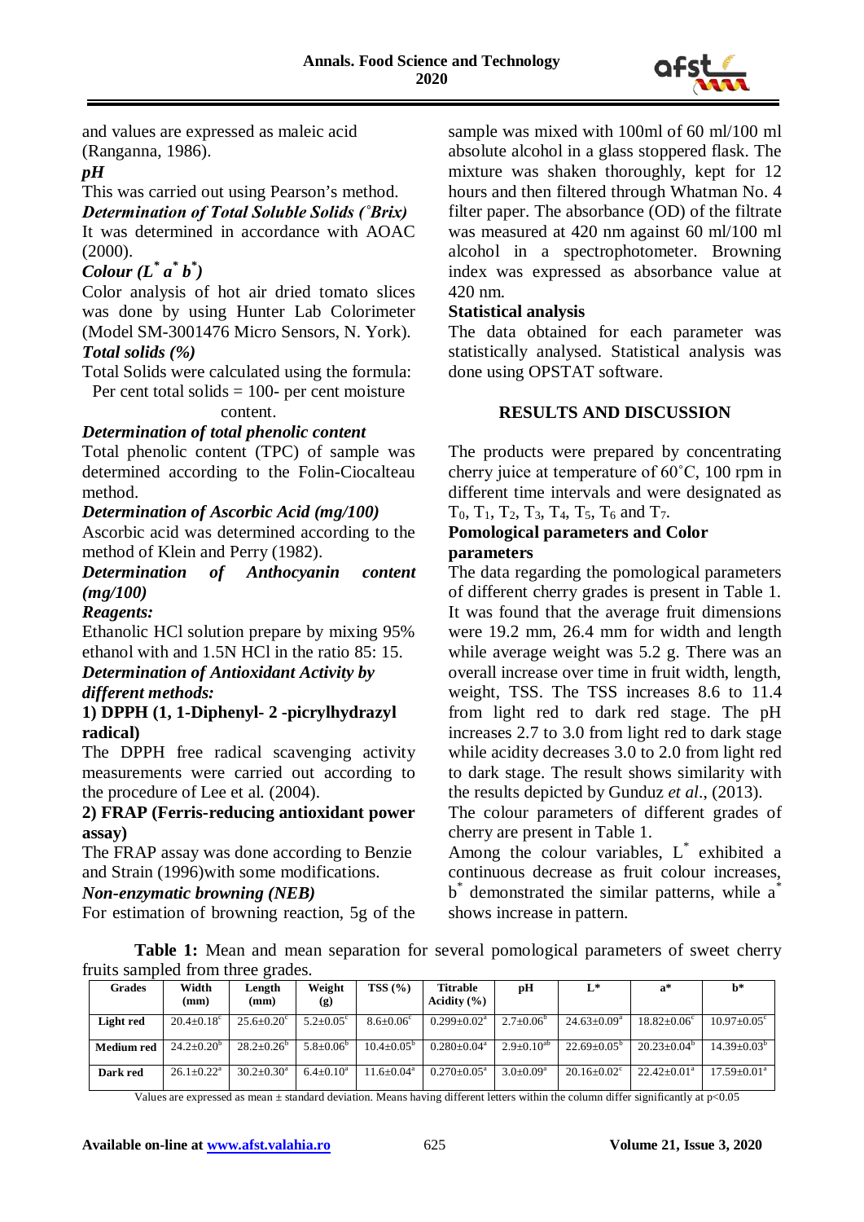and values are expressed as maleic acid (Ranganna, 1986).

### *pH*

This was carried out using Pearson's method.

### *Determination of Total Soluble Solids (˚Brix)*

It was determined in accordance with AOAC (2000).

### *Colour ($L^*$ $a^*$ $b^*$)*

Color analysis of hot air dried tomato slices was done by using Hunter Lab Colorimeter (Model SM-3001476 Micro Sensors, N. York).

### *Total solids (%)*

Total Solids were calculated using the formula:

Per cent total solids = 100- per cent moisture content.

### *Determination of total phenolic content*

Total phenolic content (TPC) of sample was determined according to the Folin-Ciocalteau method.

### *Determination of Ascorbic Acid (mg/100)*

Ascorbic acid was determined according to the method of Klein and Perry (1982).

### *Determination of Anthocyanin content (mg/100)*

*Reagents:*

Ethanolic HCl solution prepare by mixing 95% ethanol with and 1.5N HCl in the ratio 85: 15.

### *Determination of Antioxidant Activity by different methods:*

**1) DPPH (1, 1-Diphenyl- 2 -picrylhydrazyl radical)**

The DPPH free radical scavenging activity measurements were carried out according to the procedure of Lee et al. (2004).

**2) FRAP (Ferris-reducing antioxidant power assay)**

The FRAP assay was done according to Benzie and Strain (1996)with some modifications.

### *Non-enzymatic browning (NEB)*

For estimation of browning reaction, 5g of the sample was mixed with 100ml of 60 ml/100 ml absolute alcohol in a glass stoppered flask. The mixture was shaken thoroughly, kept for 12 hours and then filtered through Whatman No. 4 filter paper. The absorbance (OD) of the filtrate was measured at 420 nm against 60 ml/100 ml alcohol in a spectrophotometer. Browning index was expressed as absorbance value at 420 nm.

### Statistical analysis

The data obtained for each parameter was statistically analysed. Statistical analysis was done using OPSTAT software.

## RESULTS AND DISCUSSION

The products were prepared by concentrating cherry juice at temperature of 60˚C, 100 rpm in different time intervals and were designated as $T_0$, $T_1$, $T_2$, $T_3$, $T_4$, $T_5$, $T_6$ and $T_7$.

### Pomological parameters and Color parameters

The data regarding the pomological parameters of different cherry grades is present in Table 1. It was found that the average fruit dimensions were 19.2 mm, 26.4 mm for width and length while average weight was 5.2 g. There was an overall increase over time in fruit width, length, weight, TSS. The TSS increases 8.6 to 11.4 from light red to dark red stage. The pH increases 2.7 to 3.0 from light red to dark stage while acidity decreases 3.0 to 2.0 from light red to dark stage. The result shows similarity with the results depicted by Gunduz *et al*., (2013).

The colour parameters of different grades of cherry are present in Table 1.

Among the colour variables, $L^*$ exhibited a continuous decrease as fruit colour increases, $b^*$ demonstrated the similar patterns, while $a^*$ shows increase in pattern.

**Table 1:** Mean and mean separation for several pomological parameters of sweet cherry fruits sampled from three grades.

| Grades | Width (mm) | Length (mm) | Weight (g) | TSS (%) | Titrable Acidity (%) | pH | L* | a* | b* |
|---|---|---|---|---|---|---|---|---|---|
| Light red | $20.4{\pm}0.18^c$ | $25.6{\pm}0.20^c$ | $5.2{\pm}0.05^c$ | $8.6{\pm}0.06^c$ | $0.299{\pm}0.02^a$ | $2.7{\pm}0.06^b$ | $24.63{\pm}0.09^a$ | $18.82{\pm}0.06^c$ | $10.97{\pm}0.05^c$ |
| Medium red | $24.2{\pm}0.20^b$ | $28.2{\pm}0.26^b$ | $5.8{\pm}0.06^b$ | $10.4{\pm}0.05^b$ | $0.280{\pm}0.04^a$ | $2.9{\pm}0.10^{ab}$ | $22.69{\pm}0.05^b$ | $20.23{\pm}0.04^b$ | $14.39{\pm}0.03^b$ |
| Dark red | $26.1{\pm}0.22^a$ | $30.2{\pm}0.30^a$ | $6.4{\pm}0.10^a$ | $11.6{\pm}0.04^a$ | $0.270{\pm}0.05^a$ | $3.0{\pm}0.09^a$ | $20.16{\pm}0.02^c$ | $22.42{\pm}0.01^a$ | $17.59{\pm}0.01^a$ |

Values are expressed as mean ± standard deviation. Means having different letters within the column differ significantly at $p<0.05$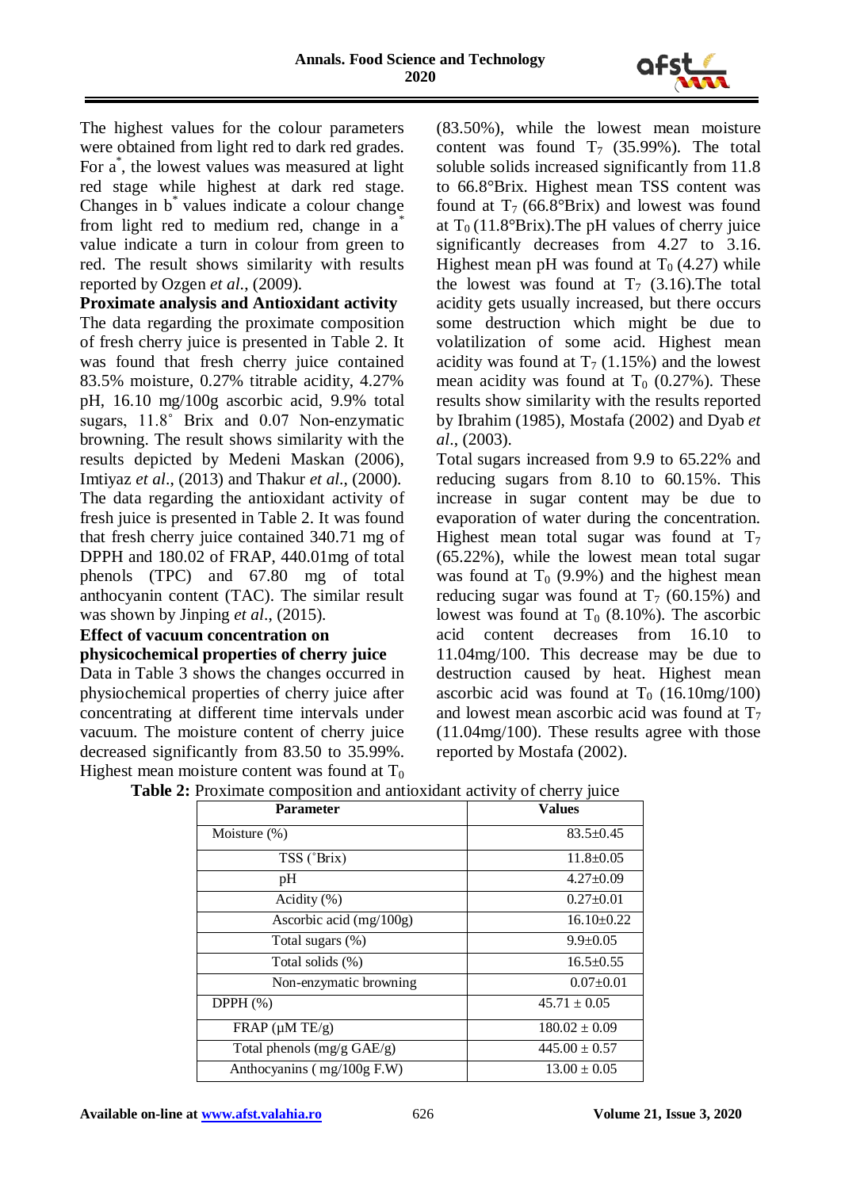The highest values for the colour parameters were obtained from light red to dark red grades. For $a^*$, the lowest values was measured at light red stage while highest at dark red stage. Changes in $b^*$ values indicate a colour change from light red to medium red, change in $a^*$ value indicate a turn in colour from green to red. The result shows similarity with results reported by Ozgen *et al*., (2009).

**Proximate analysis and Antioxidant activity**

The data regarding the proximate composition of fresh cherry juice is presented in Table 2. It was found that fresh cherry juice contained 83.5% moisture, 0.27% titrable acidity, 4.27% pH, 16.10 mg/100g ascorbic acid, 9.9% total sugars, 11.8˚ Brix and 0.07 Non-enzymatic browning. The result shows similarity with the results depicted by Medeni Maskan (2006), Imtiyaz *et al*., (2013) and Thakur *et al*., (2000). The data regarding the antioxidant activity of fresh juice is presented in Table 2. It was found that fresh cherry juice contained 340.71 mg of DPPH and 180.02 of FRAP, 440.01mg of total phenols (TPC) and 67.80 mg of total anthocyanin content (TAC). The similar result was shown by Jinping *et al*., (2015).

**Effect of vacuum concentration on physicochemical properties of cherry juice**

Data in Table 3 shows the changes occurred in physiochemical properties of cherry juice after concentrating at different time intervals under vacuum. The moisture content of cherry juice decreased significantly from 83.50 to 35.99%. Highest mean moisture content was found at $T_0$ (83.50%), while the lowest mean moisture content was found $T_7$ (35.99%). The total soluble solids increased significantly from 11.8 to 66.8°Brix. Highest mean TSS content was found at $T_7$ (66.8°Brix) and lowest was found at $T_0$ (11.8°Brix).The pH values of cherry juice significantly decreases from 4.27 to 3.16. Highest mean pH was found at $T_0$ (4.27) while the lowest was found at $T_7$ (3.16).The total acidity gets usually increased, but there occurs some destruction which might be due to volatilization of some acid. Highest mean acidity was found at $T_7$ (1.15%) and the lowest mean acidity was found at $T_0$ (0.27%). These results show similarity with the results reported by Ibrahim (1985), Mostafa (2002) and Dyab *et al*., (2003).

Total sugars increased from 9.9 to 65.22% and reducing sugars from 8.10 to 60.15%. This increase in sugar content may be due to evaporation of water during the concentration. Highest mean total sugar was found at $T_7$ (65.22%), while the lowest mean total sugar was found at $T_0$ (9.9%) and the highest mean reducing sugar was found at $T_7$ (60.15%) and lowest was found at $T_0$ (8.10%). The ascorbic acid content decreases from 16.10 to 11.04mg/100. This decrease may be due to destruction caused by heat. Highest mean ascorbic acid was found at $T_0$ (16.10mg/100) and lowest mean ascorbic acid was found at $T_7$ (11.04mg/100). These results agree with those reported by Mostafa (2002).

**Table 2:** Proximate composition and antioxidant activity of cherry juice

| Parameter | Values |
|---|---|
| Moisture (%) | 83.5±0.45 |
| TSS (˚Brix) | 11.8±0.05 |
| pH | 4.27±0.09 |
| Acidity (%) | 0.27±0.01 |
| Ascorbic acid (mg/100g) | 16.10±0.22 |
| Total sugars (%) | 9.9±0.05 |
| Total solids (%) | 16.5±0.55 |
| Non-enzymatic browning | 0.07±0.01 |
| DPPH (%) | 45.71 ± 0.05 |
| FRAP (µM TE/g) | 180.02 ± 0.09 |
| Total phenols (mg/g GAE/g) | 445.00 ± 0.57 |
| Anthocyanins ( mg/100g F.W) | 13.00 ± 0.05 |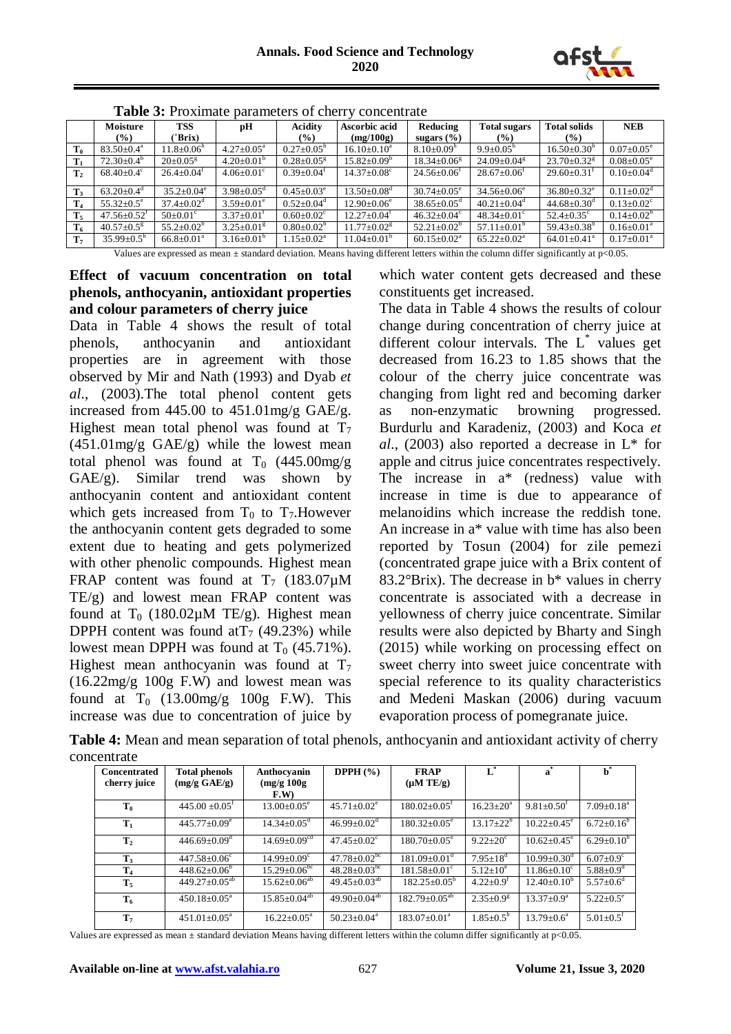**Table 3:** Proximate parameters of cherry concentrate

| | Moisture (%) | TSS (°Brix) | pH | Acidity (%) | Ascorbic acid (mg/100g) | Reducing sugars (%) | Total sugars (%) | Total solids (%) | NEB |
|---|---|---|---|---|---|---|---|---|---|
| $T_0$ | 83.50±0.4[a] | 11.8±0.06[h] | 4.27±0.05[a] | 0.27±0.05[h] | 16.10±0.10[a] | 8.10±0.09[h] | 9.9±0.05[h] | 16.50±0.30[h] | 0.07±0.05[e] |
| $T_1$ | 72.30±0.4[b] | 20±0.05[g] | 4.20±0.01[b] | 0.28±0.05[g] | 15.82±0.09[b] | 18.34±0.06[g] | 24.09±0.04[g] | 23.70±0.32[g] | 0.08±0.05[e] |
| $T_2$ | 68.40±0.4[c] | 26.4±0.04[f] | 4.06±0.01[c] | 0.39±0.04[f] | 14.37±0.08[c] | 24.56±0.06[f] | 28.67±0.06[f] | 29.60±0.31[f] | 0.10±0.04[d] |
| $T_3$ | 63.20±0.4[d] | 35.2±0.04[e] | 3.98±0.05[d] | 0.45±0.03[e] | 13.50±0.08[d] | 30.74±0.05[e] | 34.56±0.06[e] | 36.80±0.32[e] | 0.11±0.02[d] |
| $T_4$ | 55.32±0.5[e] | 37.4±0.02[d] | 3.59±0.01[e] | 0.52±0.04[d] | 12.90±0.06[e] | 38.65±0.05[d] | 40.21±0.04[d] | 44.68±0.30[d] | 0.13±0.02[c] |
| $T_5$ | 47.56±0.52[f] | 50±0.01[c] | 3.37±0.01[f] | 0.60±0.02[c] | 12.27±0.04[f] | 46.32±0.04[c] | 48.34±0.01[c] | 52.4±0.35[c] | 0.14±0.02[b] |
| $T_6$ | 40.57±0.5[g] | 55.2±0.02[b] | 3.25±0.01[g] | 0.80±0.02[b] | 11.77±0.02[g] | 52.21±0.02[b] | 57.11±0.01[b] | 59.43±0.38[b] | 0.16±0.01[a] |
| $T_7$ | 35.99±0.5[h] | 66.8±0.01[a] | 3.16±0.01[h] | 1.15±0.02[a] | 11.04±0.01[h] | 60.15±0.02[a] | 65.22±0.02[a] | 64.01±0.41[a] | 0.17±0.01[a] |

Values are expressed as mean ± standard deviation. Means having different letters within the column differ significantly at $p<0.05$.

### Effect of vacuum concentration on total phenols, anthocyanin, antioxidant properties and colour parameters of cherry juice

Data in Table 4 shows the result of total phenols, anthocyanin and antioxidant properties are in agreement with those observed by Mir and Nath (1993) and Dyab *et al*., (2003).The total phenol content gets increased from 445.00 to 451.01mg/g GAE/g. Highest mean total phenol was found at $T_7$ (451.01mg/g GAE/g) while the lowest mean total phenol was found at $T_0$ (445.00mg/g GAE/g). Similar trend was shown by anthocyanin content and antioxidant content which gets increased from $T_0$ to $T_7$.However the anthocyanin content gets degraded to some extent due to heating and gets polymerized with other phenolic compounds. Highest mean FRAP content was found at $T_7$ (183.07µM TE/g) and lowest mean FRAP content was found at $T_0$ (180.02µM TE/g). Highest mean DPPH content was found at$T_7$ (49.23%) while lowest mean DPPH was found at $T_0$ (45.71%). Highest mean anthocyanin was found at $T_7$ (16.22mg/g 100g F.W) and lowest mean was found at $T_0$ (13.00mg/g 100g F.W). This increase was due to concentration of juice by which water content gets decreased and these constituents get increased.

The data in Table 4 shows the results of colour change during concentration of cherry juice at different colour intervals. The $L^*$ values get decreased from 16.23 to 1.85 shows that the colour of the cherry juice concentrate was changing from light red and becoming darker as non-enzymatic browning progressed. Burdurlu and Karadeniz, (2003) and Koca *et al*., (2003) also reported a decrease in L* for apple and citrus juice concentrates respectively. The increase in a* (redness) value with increase in time is due to appearance of melanoidins which increase the reddish tone. An increase in a* value with time has also been reported by Tosun (2004) for zile pemezi (concentrated grape juice with a Brix content of 83.2°Brix). The decrease in b* values in cherry concentrate is associated with a decrease in yellowness of cherry juice concentrate. Similar results were also depicted by Bharty and Singh (2015) while working on processing effect on sweet cherry into sweet juice concentrate with special reference to its quality characteristics and Medeni Maskan (2006) during vacuum evaporation process of pomegranate juice.

**Table 4:** Mean and mean separation of total phenols, anthocyanin and antioxidant activity of cherry concentrate

| Concentrated cherry juice | Total phenols (mg/g GAE/g) | Anthocyanin (mg/g 100g F.W) | DPPH (%) | FRAP (µM TE/g) | $L^*$ | $a^*$ | $b^*$ |
|---|---|---|---|---|---|---|---|
| $T_0$ | 445.00 ±0.05[f] | 13.00±0.05[e] | 45.71±0.02[e] | 180.02±0.05[f] | 16.23±20[a] | 9.81±0.50[f] | 7.09±0.18[a] |
| $T_1$ | 445.77±0.09[e] | 14.34±0.05[d] | 46.99±0.02[d] | 180.32±0.05[e] | 13.17±22[b] | 10.22±0.45[e] | 6.72±0.16[b] |
| $T_2$ | 446.69±0.09[d] | 14.69±0.09[cd] | 47.45±0.02[c] | 180.70±0.05[e] | 9.22±20[c] | 10.62±0.45[e] | 6.29±0.10[b] |
| $T_3$ | 447.58±0.06[c] | 14.99±0.09[c] | 47.78±0.02[bc] | 181.09±0.01[d] | 7.95±18[d] | 10.99±0.30[d] | 6.07±0.9[c] |
| $T_4$ | 448.62±0.06[b] | 15.29±0.06[bc] | 48.28±0.03[bc] | 181.58±0.01[c] | 5.12±10[e] | 11.86±0.10[c] | 5.88±0.9[d] |
| $T_5$ | 449.27±0.05[ab] | 15.62±0.06[ab] | 49.45±0.03[ab] | 182.25±0.05[b] | 4.22±0.9[f] | 12.40±0.10[b] | 5.57±0.6[d] |
| $T_6$ | 450.18±0.05[a] | 15.85±0.04[ab] | 49.90±0.04[ab] | 182.79±0.05[ab] | 2.35±0.9[g] | 13.37±0.9[a] | 5.22±0.5[e] |
| $T_7$ | 451.01±0.05[a] | 16.22±0.05[a] | 50.23±0.04[a] | 183.07±0.01[a] | 1.85±0.5[h] | 13.79±0.6[a] | 5.01±0.5[f] |

Values are expressed as mean ± standard deviation Means having different letters within the column differ significantly at $p<0.05$.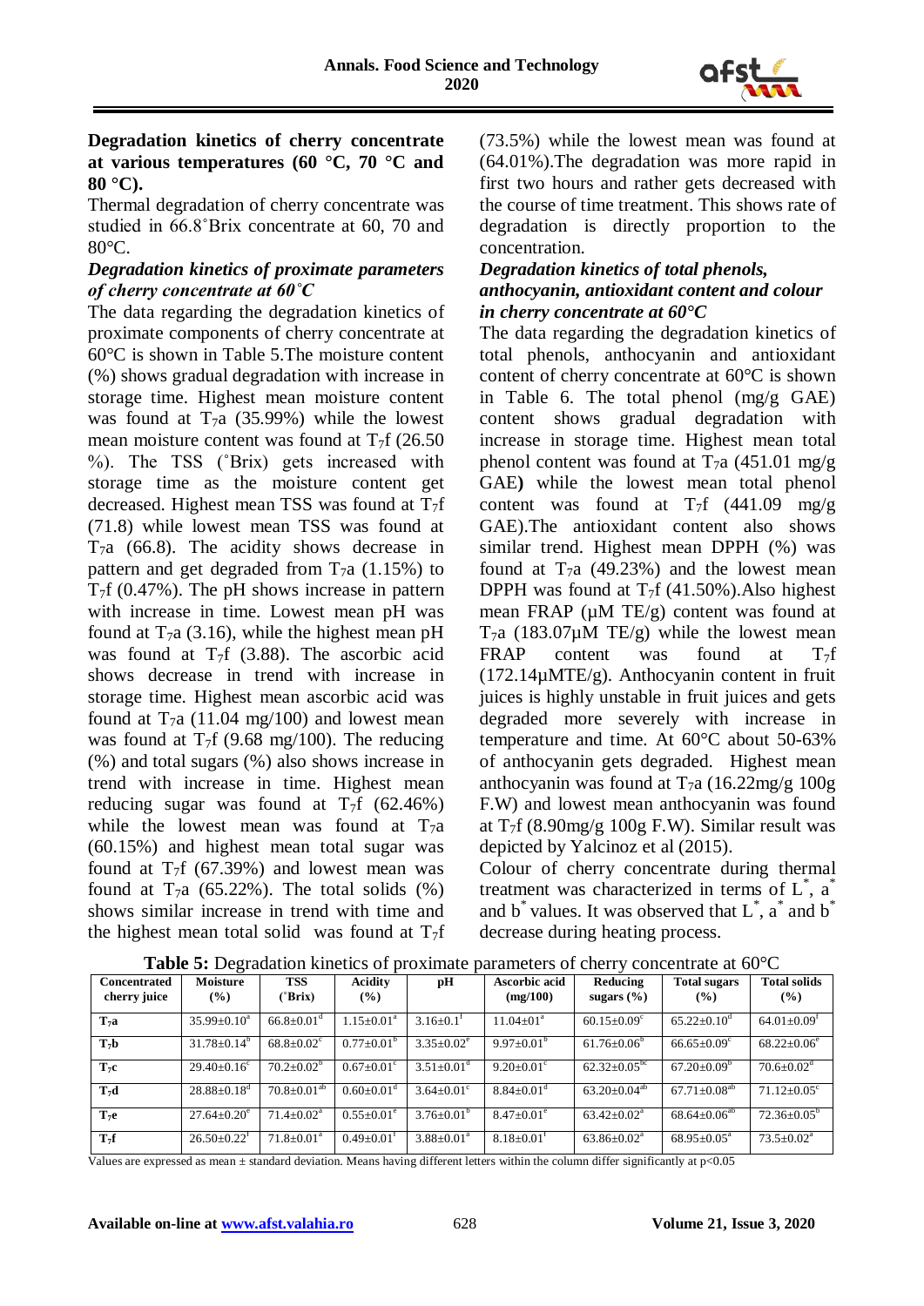**Degradation kinetics of cherry concentrate at various temperatures (60 °C, 70 °C and 80 °C).**

Thermal degradation of cherry concentrate was studied in 66.8˚Brix concentrate at 60, 70 and 80°C.

***Degradation kinetics of proximate parameters of cherry concentrate at 60˚C***

The data regarding the degradation kinetics of proximate components of cherry concentrate at 60°C is shown in Table 5.The moisture content (%) shows gradual degradation with increase in storage time. Highest mean moisture content was found at $T_7$a (35.99%) while the lowest mean moisture content was found at $T_7$f (26.50 %). The TSS (˚Brix) gets increased with storage time as the moisture content get decreased. Highest mean TSS was found at $T_7$f (71.8) while lowest mean TSS was found at $T_7$a (66.8). The acidity shows decrease in pattern and get degraded from $T_7$a (1.15%) to $T_7$f (0.47%). The pH shows increase in pattern with increase in time. Lowest mean pH was found at $T_7$a (3.16), while the highest mean pH was found at $T_7$f (3.88). The ascorbic acid shows decrease in trend with increase in storage time. Highest mean ascorbic acid was found at $T_7$a (11.04 mg/100) and lowest mean was found at $T_7$f (9.68 mg/100). The reducing (%) and total sugars (%) also shows increase in trend with increase in time. Highest mean reducing sugar was found at $T_7$f (62.46%) while the lowest mean was found at $T_7$a (60.15%) and highest mean total sugar was found at $T_7$f (67.39%) and lowest mean was found at $T_7$a (65.22%). The total solids (%) shows similar increase in trend with time and the highest mean total solid was found at $T_7$f (73.5%) while the lowest mean was found at (64.01%).The degradation was more rapid in first two hours and rather gets decreased with the course of time treatment. This shows rate of degradation is directly proportion to the concentration.

***Degradation kinetics of total phenols, anthocyanin, antioxidant content and colour in cherry concentrate at 60°C***

The data regarding the degradation kinetics of total phenols, anthocyanin and antioxidant content of cherry concentrate at 60°C is shown in Table 6. The total phenol (mg/g GAE) content shows gradual degradation with increase in storage time. Highest mean total phenol content was found at $T_7$a (451.01 mg/g GAE**)** while the lowest mean total phenol content was found at $T_7$f (441.09 mg/g GAE).The antioxidant content also shows similar trend. Highest mean DPPH (%) was found at $T_7$a (49.23%) and the lowest mean DPPH was found at $T_7$f (41.50%).Also highest mean FRAP (µM TE/g) content was found at $T_7$a (183.07µM TE/g) while the lowest mean FRAP content was found at $T_7$f (172.14µMTE/g). Anthocyanin content in fruit juices is highly unstable in fruit juices and gets degraded more severely with increase in temperature and time. At 60°C about 50-63% of anthocyanin gets degraded. Highest mean anthocyanin was found at $T_7$a (16.22mg/g 100g F.W) and lowest mean anthocyanin was found at $T_7$f (8.90mg/g 100g F.W). Similar result was depicted by Yalcinoz et al (2015).

Colour of cherry concentrate during thermal treatment was characterized in terms of $L^*$, $a^*$ and $b^*$ values. It was observed that $L^*$, $a^*$ and $b^*$ decrease during heating process.

**Table 5:** Degradation kinetics of proximate parameters of cherry concentrate at 60°C

| Concentrated cherry juice | Moisture (%) | TSS (˚Brix) | Acidity (%) | pH | Ascorbic acid (mg/100) | Reducing sugars (%) | Total sugars (%) | Total solids (%) |
|---|---|---|---|---|---|---|---|---|
| $T_7$a | 35.99±0.10$^a$ | 66.8±0.01$^d$ | 1.15±0.01$^a$ | 3.16±0.1$^f$ | 11.04±01$^a$ | 60.15±0.09$^c$ | 65.22±0.10$^d$ | 64.01±0.09$^f$ |
| $T_7$b | 31.78±0.14$^b$ | 68.8±0.02$^c$ | 0.77±0.01$^b$ | 3.35±0.02$^e$ | 9.97±0.01$^b$ | 61.76±0.06$^b$ | 66.65±0.09$^c$ | 68.22±0.06$^e$ |
| $T_7$c | 29.40±0.16$^c$ | 70.2±0.02$^b$ | 0.67±0.01$^c$ | 3.51±0.01$^d$ | 9.20±0.01$^c$ | 62.32±0.05$^{bc}$ | 67.20±0.09$^b$ | 70.6±0.02$^d$ |
| $T_7$d | 28.88±0.18$^d$ | 70.8±0.01$^{ab}$ | 0.60±0.01$^d$ | 3.64±0.01$^c$ | 8.84±0.01$^d$ | 63.20±0.04$^{ab}$ | 67.71±0.08$^{ab}$ | 71.12±0.05$^c$ |
| $T_7$e | 27.64±0.20$^e$ | 71.4±0.02$^a$ | 0.55±0.01$^e$ | 3.76±0.01$^b$ | 8.47±0.01$^e$ | 63.42±0.02$^a$ | 68.64±0.06$^{ab}$ | 72.36±0.05$^b$ |
| $T_7$f | 26.50±0.22$^f$ | 71.8±0.01$^a$ | 0.49±0.01$^f$ | 3.88±0.01$^a$ | 8.18±0.01$^f$ | 63.86±0.02$^a$ | 68.95±0.05$^a$ | 73.5±0.02$^a$ |

Values are expressed as mean ± standard deviation. Means having different letters within the column differ significantly at p<0.05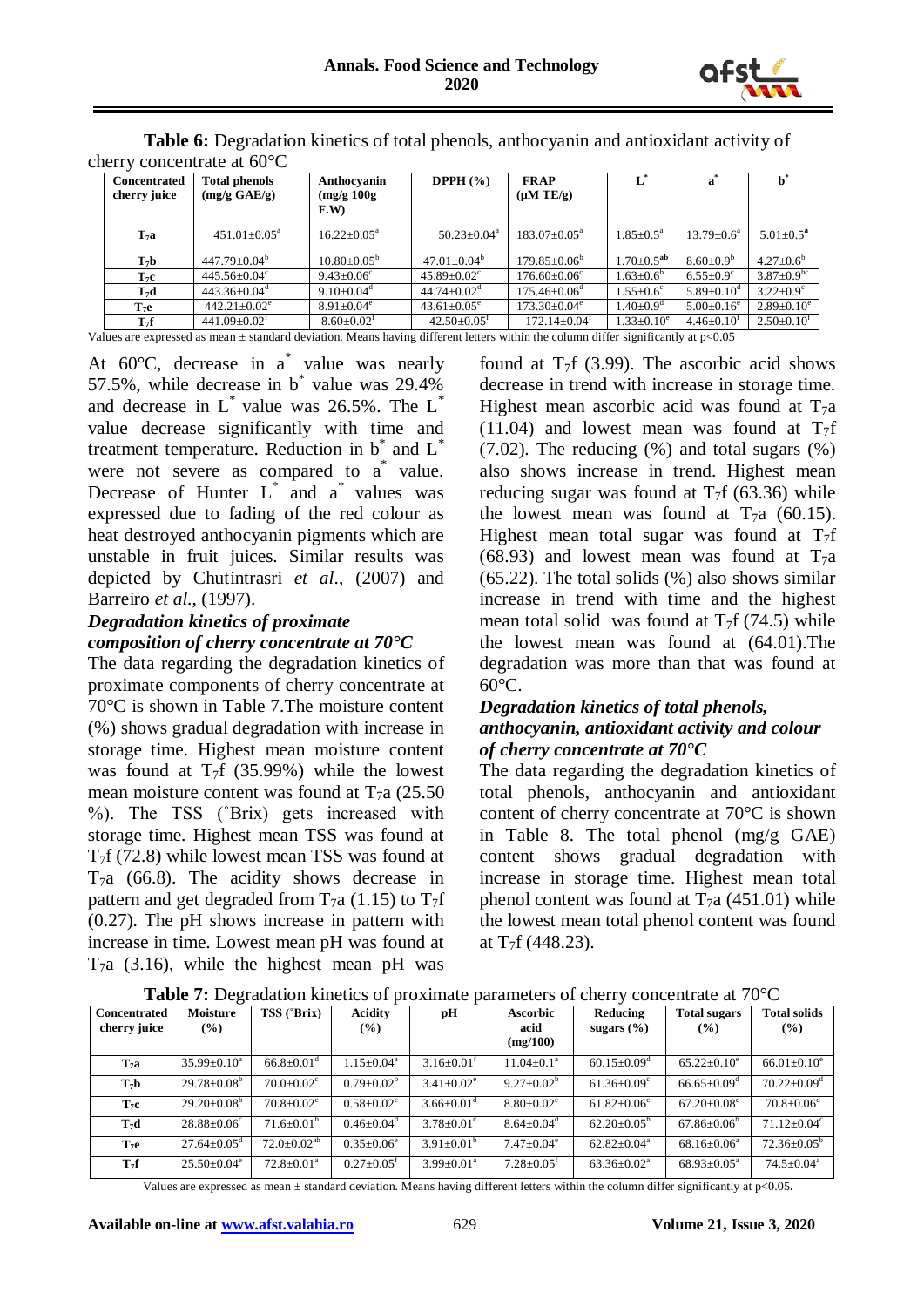**Table 6:** Degradation kinetics of total phenols, anthocyanin and antioxidant activity of cherry concentrate at 60°C

| Concentrated cherry juice | Total phenols (mg/g GAE/g) | Anthocyanin (mg/g 100g F.W) | DPPH (%) | FRAP (μM TE/g) | $L^*$ | $a^*$ | $b^*$ |
|---|---|---|---|---|---|---|---|
| $T_7$a | 451.01±0.05$^a$ | 16.22±0.05$^a$ | 50.23±0.04$^a$ | 183.07±0.05$^a$ | 1.85±0.5$^a$ | 13.79±0.6$^a$ | 5.01±0.5$^a$ |
| $T_7$b | 447.79±0.04$^b$ | 10.80±0.05$^b$ | 47.01±0.04$^b$ | 179.85±0.06$^b$ | 1.70±0.5$^{ab}$ | 8.60±0.9$^b$ | 4.27±0.6$^b$ |
| $T_7$c | 445.56±0.04$^c$ | 9.43±0.06$^c$ | 45.89±0.02$^c$ | 176.60±0.06$^c$ | 1.63±0.6$^b$ | 6.55±0.9$^c$ | 3.87±0.9$^{bc}$ |
| $T_7$d | 443.36±0.04$^d$ | 9.10±0.04$^d$ | 44.74±0.02$^d$ | 175.46±0.06$^d$ | 1.55±0.6$^c$ | 5.89±0.10$^d$ | 3.22±0.9$^c$ |
| $T_7$e | 442.21±0.02$^e$ | 8.91±0.04$^e$ | 43.61±0.05$^e$ | 173.30±0.04$^e$ | 1.40±0.9$^d$ | 5.00±0.16$^e$ | 2.89±0.10$^e$ |
| $T_7$f | 441.09±0.02$^f$ | 8.60±0.02$^f$ | 42.50±0.05$^f$ | 172.14±0.04$^f$ | 1.33±0.10$^e$ | 4.46±0.10$^f$ | 2.50±0.10$^f$ |

Values are expressed as mean ± standard deviation. Means having different letters within the column differ significantly at p<0.05

At 60°C, decrease in $a^*$ value was nearly 57.5%, while decrease in $b^*$ value was 29.4% and decrease in $L^*$ value was 26.5%. The $L^*$ value decrease significantly with time and treatment temperature. Reduction in $b^*$ and $L^*$ were not severe as compared to $a^*$ value. Decrease of Hunter $L^*$ and $a^*$ values was expressed due to fading of the red colour as heat destroyed anthocyanin pigments which are unstable in fruit juices. Similar results was depicted by Chutintrasri *et al*., (2007) and Barreiro *et al*., (1997).

### *Degradation kinetics of proximate composition of cherry concentrate at 70°C*

The data regarding the degradation kinetics of proximate components of cherry concentrate at 70°C is shown in Table 7.The moisture content (%) shows gradual degradation with increase in storage time. Highest mean moisture content was found at $T_7$f (35.99%) while the lowest mean moisture content was found at $T_7$a (25.50 %). The TSS (˚Brix) gets increased with storage time. Highest mean TSS was found at $T_7$f (72.8) while lowest mean TSS was found at $T_7$a (66.8). The acidity shows decrease in pattern and get degraded from $T_7$a (1.15) to $T_7$f (0.27). The pH shows increase in pattern with increase in time. Lowest mean pH was found at $T_7$a (3.16), while the highest mean pH was found at $T_7$f (3.99). The ascorbic acid shows decrease in trend with increase in storage time. Highest mean ascorbic acid was found at $T_7$a (11.04) and lowest mean was found at $T_7$f (7.02). The reducing (%) and total sugars (%) also shows increase in trend. Highest mean reducing sugar was found at $T_7$f (63.36) while the lowest mean was found at $T_7$a (60.15). Highest mean total sugar was found at $T_7$f (68.93) and lowest mean was found at $T_7$a (65.22). The total solids (%) also shows similar increase in trend with time and the highest mean total solid was found at $T_7$f (74.5) while the lowest mean was found at (64.01).The degradation was more than that was found at 60°C.

### *Degradation kinetics of total phenols, anthocyanin, antioxidant activity and colour of cherry concentrate at 70°C*

The data regarding the degradation kinetics of total phenols, anthocyanin and antioxidant content of cherry concentrate at 70°C is shown in Table 8. The total phenol (mg/g GAE) content shows gradual degradation with increase in storage time. Highest mean total phenol content was found at $T_7$a (451.01) while the lowest mean total phenol content was found at $T_7$f (448.23).

**Table 7:** Degradation kinetics of proximate parameters of cherry concentrate at 70°C

| Concentrated cherry juice | Moisture (%) | TSS (˚Brix) | Acidity (%) | pH | Ascorbic acid (mg/100) | Reducing sugars (%) | Total sugars (%) | Total solids (%) |
|---|---|---|---|---|---|---|---|---|
| $T_7$a | 35.99±0.10$^a$ | 66.8±0.01$^d$ | 1.15±0.04$^a$ | 3.16±0.01$^f$ | 11.04±0.1$^a$ | 60.15±0.09$^d$ | 65.22±0.10$^e$ | 66.01±0.10$^e$ |
| $T_7$b | 29.78±0.08$^b$ | 70.0±0.02$^c$ | 0.79±0.02$^b$ | 3.41±0.02$^e$ | 9.27±0.02$^b$ | 61.36±0.09$^c$ | 66.65±0.09$^d$ | 70.22±0.09$^d$ |
| $T_7$c | 29.20±0.08$^b$ | 70.8±0.02$^c$ | 0.58±0.02$^c$ | 3.66±0.01$^d$ | 8.80±0.02$^c$ | 61.82±0.06$^c$ | 67.20±0.08$^c$ | 70.8±0.06$^d$ |
| $T_7$d | 28.88±0.06$^c$ | 71.6±0.01$^b$ | 0.46±0.04$^d$ | 3.78±0.01$^c$ | 8.64±0.04$^d$ | 62.20±0.05$^b$ | 67.86±0.06$^b$ | 71.12±0.04$^c$ |
| $T_7$e | 27.64±0.05$^d$ | 72.0±0.02$^{ab}$ | 0.35±0.06$^e$ | 3.91±0.01$^b$ | 7.47±0.04$^e$ | 62.82±0.04$^a$ | 68.16±0.06$^a$ | 72.36±0.05$^b$ |
| $T_7$f | 25.50±0.04$^e$ | 72.8±0.01$^a$ | 0.27±0.05$^f$ | 3.99±0.01$^a$ | 7.28±0.05$^f$ | 63.36±0.02$^a$ | 68.93±0.05$^a$ | 74.5±0.04$^a$ |

Values are expressed as mean ± standard deviation. Means having different letters within the column differ significantly at p<0.05.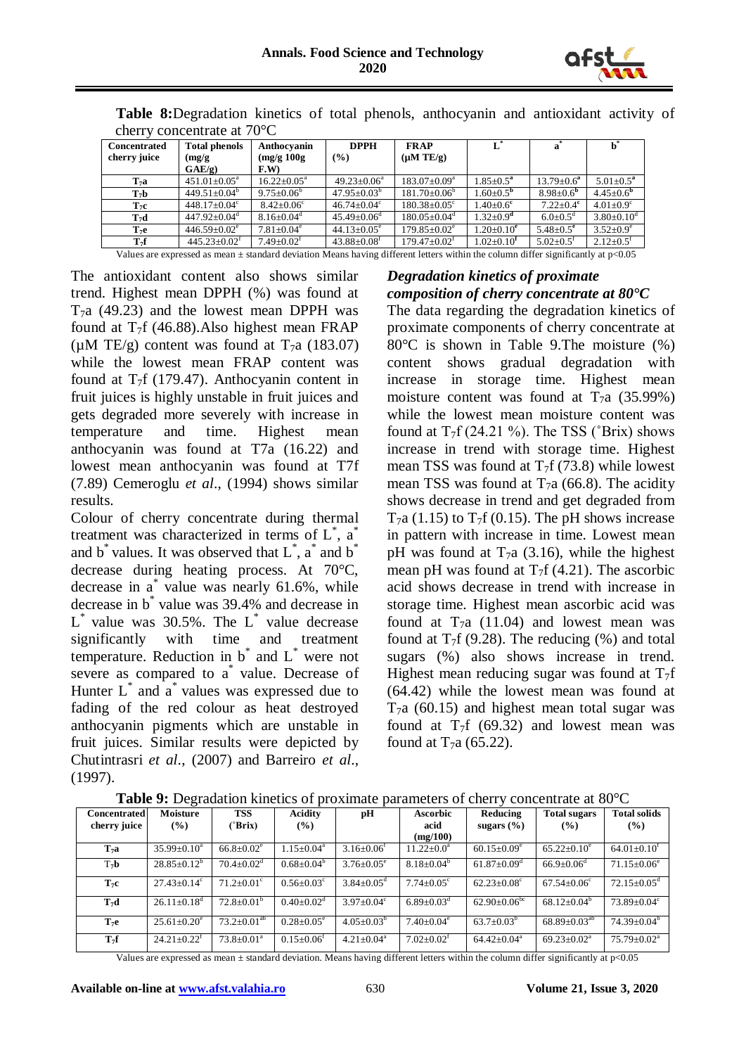**Table 8:** Degradation kinetics of total phenols, anthocyanin and antioxidant activity of cherry concentrate at 70°C

| Concentrated cherry juice | Total phenols (mg/g GAE/g) | Anthocyanin (mg/g 100g F.W) | DPPH (%) | FRAP (μM TE/g) | $L^*$ | $a^*$ | $b^*$ |
|---|---|---|---|---|---|---|---|
| $T_7$a | 451.01±0.05[a] | 16.22±0.05[a] | 49.23±0.06[a] | 183.07±0.09[a] | 1.85±0.5[a] | 13.79±0.6[a] | 5.01±0.5[a] |
| $T_7$b | 449.51±0.04[b] | 9.75±0.06[b] | 47.95±0.03[b] | 181.70±0.06[b] | 1.60±0.5[b] | 8.98±0.6[b] | 4.45±0.6[b] |
| $T_7$c | 448.17±0.04[c] | 8.42±0.06[c] | 46.74±0.04[c] | 180.38±0.05[c] | 1.40±0.6[c] | 7.22±0.4[c] | 4.01±0.9[c] |
| $T_7$d | 447.92±0.04[d] | 8.16±0.04[d] | 45.49±0.06[d] | 180.05±0.04[d] | 1.32±0.9[d] | 6.0±0.5[d] | 3.80±0.10[d] |
| $T_7$e | 446.59±0.02[e] | 7.81±0.04[e] | 44.13±0.05[e] | 179.85±0.02[e] | 1.20±0.10[e] | 5.48±0.5[e] | 3.52±0.9[e] |
| $T_7$f | 445.23±0.02[f] | 7.49±0.02[f] | 43.88±0.08[f] | 179.47±0.02[f] | 1.02±0.10[f] | 5.02±0.5[f] | 2.12±0.5[f] |

Values are expressed as mean ± standard deviation Means having different letters within the column differ significantly at $p<0.05$

The antioxidant content also shows similar trend. Highest mean DPPH (%) was found at $T_7$a (49.23) and the lowest mean DPPH was found at $T_7$f (46.88).Also highest mean FRAP (μM TE/g) content was found at $T_7$a (183.07) while the lowest mean FRAP content was found at $T_7$f (179.47). Anthocyanin content in fruit juices is highly unstable in fruit juices and gets degraded more severely with increase in temperature and time. Highest mean anthocyanin was found at T7a (16.22) and lowest mean anthocyanin was found at T7f (7.89) Cemeroglu *et al*., (1994) shows similar results.

Colour of cherry concentrate during thermal treatment was characterized in terms of $L^*$, $a^*$ and $b^*$ values. It was observed that $L^*$, $a^*$ and $b^*$ decrease during heating process. At 70°C, decrease in $a^*$ value was nearly 61.6%, while decrease in $b^*$ value was 39.4% and decrease in $L^*$ value was 30.5%. The $L^*$ value decrease significantly with time and treatment temperature. Reduction in $b^*$ and $L^*$ were not severe as compared to $a^*$ value. Decrease of Hunter $L^*$ and $a^*$ values was expressed due to fading of the red colour as heat destroyed anthocyanin pigments which are unstable in fruit juices. Similar results were depicted by Chutintrasri *et al*., (2007) and Barreiro *et al*., (1997).

### *Degradation kinetics of proximate composition of cherry concentrate at 80°C*

The data regarding the degradation kinetics of proximate components of cherry concentrate at 80°C is shown in Table 9.The moisture (%) content shows gradual degradation with increase in storage time. Highest mean moisture content was found at $T_7$a (35.99%) while the lowest mean moisture content was found at $T_7$f (24.21 %). The TSS (˚Brix) shows increase in trend with storage time. Highest mean TSS was found at $T_7$f (73.8) while lowest mean TSS was found at $T_7$a (66.8). The acidity shows decrease in trend and get degraded from $T_7$a (1.15) to $T_7$f (0.15). The pH shows increase in pattern with increase in time. Lowest mean pH was found at $T_7$a (3.16), while the highest mean pH was found at $T_7$f (4.21). The ascorbic acid shows decrease in trend with increase in storage time. Highest mean ascorbic acid was found at $T_7$a (11.04) and lowest mean was found at $T_7$f (9.28). The reducing (%) and total sugars (%) also shows increase in trend. Highest mean reducing sugar was found at $T_7$f (64.42) while the lowest mean was found at $T_7$a (60.15) and highest mean total sugar was found at $T_7$f (69.32) and lowest mean was found at $T_7$a (65.22).

**Table 9:** Degradation kinetics of proximate parameters of cherry concentrate at 80°C

| Concentrated cherry juice | Moisture (%) | TSS (˚Brix) | Acidity (%) | pH | Ascorbic acid (mg/100) | Reducing sugars (%) | Total sugars (%) | Total solids (%) |
|---|---|---|---|---|---|---|---|---|
| $T_7$a | 35.99±0.10[a] | 66.8±0.02[e] | 1.15±0.04[a] | 3.16±0.06[f] | 11.22±0.04[a] | 60.15±0.09[e] | 65.22±0.10[e] | 64.01±0.10[f] |
| $T_7$b | 28.85±0.12[b] | 70.4±0.02[d] | 0.68±0.04[b] | 3.76±0.05[e] | 8.18±0.04[b] | 61.87±0.09[d] | 66.9±0.06[d] | 71.15±0.06[e] |
| $T_7$c | 27.43±0.14[c] | 71.2±0.01[c] | 0.56±0.03[c] | 3.84±0.05[d] | 7.74±0.05[c] | 62.23±0.08[c] | 67.54±0.06[c] | 72.15±0.05[d] |
| $T_7$d | 26.11±0.18[d] | 72.8±0.01[b] | 0.40±0.02[d] | 3.97±0.04[c] | 6.89±0.03[d] | 62.90±0.06[bc] | 68.12±0.04[b] | 73.89±0.04[c] |
| $T_7$e | 25.61±0.20[e] | 73.2±0.01[ab] | 0.28±0.05[e] | 4.05±0.03[b] | 7.40±0.04[e] | 63.7±0.03[b] | 68.89±0.03[ab] | 74.39±0.04[b] |
| $T_7$f | 24.21±0.22[f] | 73.8±0.01[a] | 0.15±0.06[f] | 4.21±0.04[a] | 7.02±0.02[f] | 64.42±0.04[a] | 69.23±0.02[a] | 75.79±0.02[a] |

Values are expressed as mean ± standard deviation. Means having different letters within the column differ significantly at $p<0.05$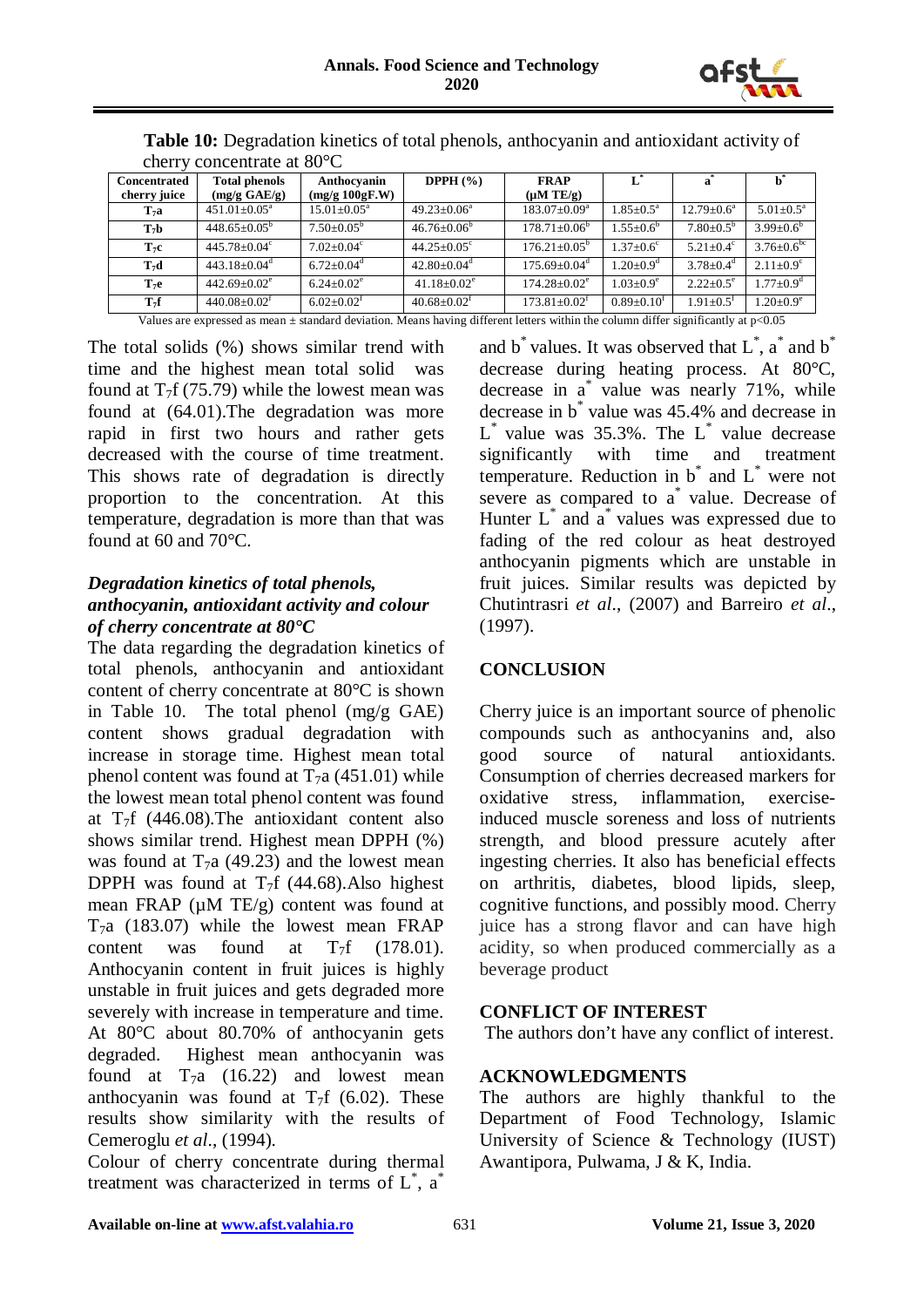**Table 10:** Degradation kinetics of total phenols, anthocyanin and antioxidant activity of cherry concentrate at 80°C

| Concentrated cherry juice | Total phenols (mg/g GAE/g) | Anthocyanin (mg/g 100gF.W) | DPPH (%) | FRAP (μM TE/g) | $L^*$ | $a^*$ | $b^*$ |
|---|---|---|---|---|---|---|---|
| $T_7a$ | $451.01\pm0.05^a$ | $15.01\pm0.05^a$ | $49.23\pm0.06^a$ | $183.07\pm0.09^a$ | $1.85\pm0.5^a$ | $12.79\pm0.6^a$ | $5.01\pm0.5^a$ |
| $T_7b$ | $448.65\pm0.05^b$ | $7.50\pm0.05^b$ | $46.76\pm0.06^b$ | $178.71\pm0.06^b$ | $1.55\pm0.6^b$ | $7.80\pm0.5^b$ | $3.99\pm0.6^b$ |
| $T_7c$ | $445.78\pm0.04^c$ | $7.02\pm0.04^c$ | $44.25\pm0.05^c$ | $176.21\pm0.05^b$ | $1.37\pm0.6^c$ | $5.21\pm0.4^c$ | $3.76\pm0.6^{bc}$ |
| $T_7d$ | $443.18\pm0.04^d$ | $6.72\pm0.04^d$ | $42.80\pm0.04^d$ | $175.69\pm0.04^d$ | $1.20\pm0.9^d$ | $3.78\pm0.4^d$ | $2.11\pm0.9^c$ |
| $T_7e$ | $442.69\pm0.02^e$ | $6.24\pm0.02^e$ | $41.18\pm0.02^e$ | $174.28\pm0.02^e$ | $1.03\pm0.9^e$ | $2.22\pm0.5^e$ | $1.77\pm0.9^d$ |
| $T_7f$ | $440.08\pm0.02^f$ | $6.02\pm0.02^f$ | $40.68\pm0.02^f$ | $173.81\pm0.02^f$ | $0.89\pm0.10^f$ | $1.91\pm0.5^f$ | $1.20\pm0.9^e$ |

Values are expressed as mean ± standard deviation. Means having different letters within the column differ significantly at $p<0.05$

The total solids (%) shows similar trend with time and the highest mean total solid was found at $T_7f$ (75.79) while the lowest mean was found at (64.01).The degradation was more rapid in first two hours and rather gets decreased with the course of time treatment. This shows rate of degradation is directly proportion to the concentration. At this temperature, degradation is more than that was found at 60 and 70°C.

### *Degradation kinetics of total phenols, anthocyanin, antioxidant activity and colour of cherry concentrate at 80°C*

The data regarding the degradation kinetics of total phenols, anthocyanin and antioxidant content of cherry concentrate at 80°C is shown in Table 10. The total phenol (mg/g GAE) content shows gradual degradation with increase in storage time. Highest mean total phenol content was found at $T_7a$ (451.01) while the lowest mean total phenol content was found at $T_7f$ (446.08).The antioxidant content also shows similar trend. Highest mean DPPH (%) was found at $T_7a$ (49.23) and the lowest mean DPPH was found at $T_7f$ (44.68).Also highest mean FRAP (μM TE/g) content was found at $T_7a$ (183.07) while the lowest mean FRAP content was found at $T_7f$ (178.01). Anthocyanin content in fruit juices is highly unstable in fruit juices and gets degraded more severely with increase in temperature and time. At 80°C about 80.70% of anthocyanin gets degraded. Highest mean anthocyanin was found at $T_7a$ (16.22) and lowest mean anthocyanin was found at $T_7f$ (6.02). These results show similarity with the results of Cemeroglu *et al*., (1994).

Colour of cherry concentrate during thermal treatment was characterized in terms of $L^*$, $a^*$ and $b^*$ values. It was observed that $L^*$, $a^*$ and $b^*$ decrease during heating process. At 80°C, decrease in $a^*$ value was nearly 71%, while decrease in $b^*$ value was 45.4% and decrease in $L^*$ value was 35.3%. The $L^*$ value decrease significantly with time and treatment temperature. Reduction in $b^*$ and $L^*$ were not severe as compared to $a^*$ value. Decrease of Hunter $L^*$ and $a^*$ values was expressed due to fading of the red colour as heat destroyed anthocyanin pigments which are unstable in fruit juices. Similar results was depicted by Chutintrasri *et al*., (2007) and Barreiro *et al*., (1997).

## CONCLUSION

Cherry juice is an important source of phenolic compounds such as anthocyanins and, also good source of natural antioxidants. Consumption of cherries decreased markers for oxidative stress, inflammation, exercise-induced muscle soreness and loss of nutrients strength, and blood pressure acutely after ingesting cherries. It also has beneficial effects on arthritis, diabetes, blood lipids, sleep, cognitive functions, and possibly mood. Cherry juice has a strong flavor and can have high acidity, so when produced commercially as a beverage product

## CONFLICT OF INTEREST

The authors don't have any conflict of interest.

## ACKNOWLEDGMENTS

The authors are highly thankful to the Department of Food Technology, Islamic University of Science & Technology (IUST) Awantipora, Pulwama, J & K, India.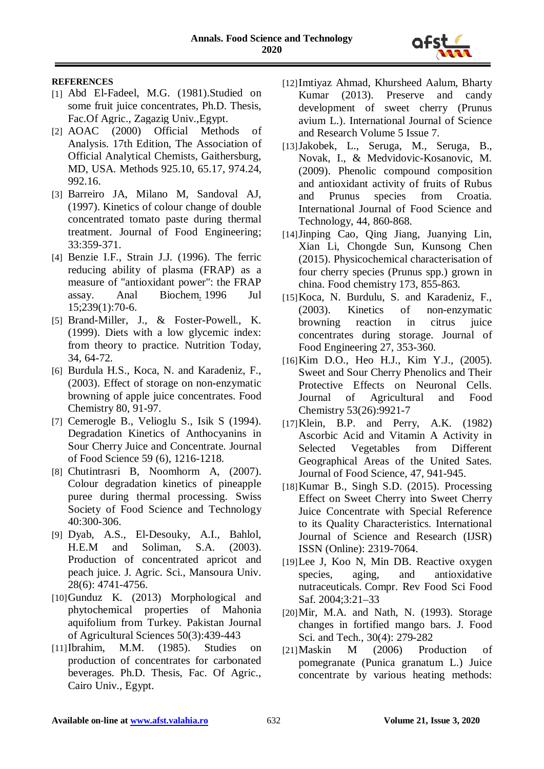**REFERENCES**

[1] Abd El-Fadeel, M.G. (1981).Studied on some fruit juice concentrates, Ph.D. Thesis, Fac.Of Agric., Zagazig Univ.,Egypt.

[2] AOAC (2000) Official Methods of Analysis. 17th Edition, The Association of Official Analytical Chemists, Gaithersburg, MD, USA. Methods 925.10, 65.17, 974.24, 992.16.

[3] Barreiro JA, Milano M, Sandoval AJ, (1997). Kinetics of colour change of double concentrated tomato paste during thermal treatment. Journal of Food Engineering; 33:359-371.

[4] Benzie I.F., Strain J.J. (1996). The ferric reducing ability of plasma (FRAP) as a measure of "antioxidant power": the FRAP assay. Anal Biochem. 1996 Jul 15;239(1):70-6.

[5] Brand-Miller, J., & Foster-Powell., K. (1999). Diets with a low glycemic index: from theory to practice. Nutrition Today, 34, 64-72.

[6] Burdula H.S., Koca, N. and Karadeniz, F., (2003). Effect of storage on non-enzymatic browning of apple juice concentrates. Food Chemistry 80, 91-97.

[7] Cemerogle B., Velioglu S., Isik S (1994). Degradation Kinetics of Anthocyanins in Sour Cherry Juice and Concentrate. Journal of Food Science 59 (6), 1216-1218.

[8] Chutintrasri B, Noomhorm A, (2007). Colour degradation kinetics of pineapple puree during thermal processing. Swiss Society of Food Science and Technology 40:300-306.

[9] Dyab, A.S., El-Desouky, A.I., Bahlol, H.E.M and Soliman, S.A. (2003). Production of concentrated apricot and peach juice. J. Agric. Sci., Mansoura Univ. 28(6): 4741-4756.

[10] Gunduz K. (2013) Morphological and phytochemical properties of Mahonia aquifolium from Turkey. Pakistan Journal of Agricultural Sciences 50(3):439-443

[11] Ibrahim, M.M. (1985). Studies on production of concentrates for carbonated beverages. Ph.D. Thesis, Fac. Of Agric., Cairo Univ., Egypt.

[12] Imtiyaz Ahmad, Khursheed Aalum, Bharty Kumar (2013). Preserve and candy development of sweet cherry (Prunus avium L.). International Journal of Science and Research Volume 5 Issue 7.

[13] Jakobek, L., Seruga, M., Seruga, B., Novak, I., & Medvidovic-Kosanovic, M. (2009). Phenolic compound composition and antioxidant activity of fruits of Rubus and Prunus species from Croatia. International Journal of Food Science and Technology, 44, 860-868.

[14] Jinping Cao, Qing Jiang, Juanying Lin, Xian Li, Chongde Sun, Kunsong Chen (2015). Physicochemical characterisation of four cherry species (Prunus spp.) grown in china. Food chemistry 173, 855-863.

[15] Koca, N. Burdulu, S. and Karadeniz, F., (2003). Kinetics of non-enzymatic browning reaction in citrus juice concentrates during storage. Journal of Food Engineering 27, 353-360.

[16] Kim D.O., Heo H.J., Kim Y.J., (2005). Sweet and Sour Cherry Phenolics and Their Protective Effects on Neuronal Cells. Journal of Agricultural and Food Chemistry 53(26):9921-7

[17] Klein, B.P. and Perry, A.K. (1982) Ascorbic Acid and Vitamin A Activity in Selected Vegetables from Different Geographical Areas of the United Sates. Journal of Food Science, 47, 941-945.

[18] Kumar B., Singh S.D. (2015). Processing Effect on Sweet Cherry into Sweet Cherry Juice Concentrate with Special Reference to its Quality Characteristics. International Journal of Science and Research (IJSR) ISSN (Online): 2319-7064.

[19] Lee J, Koo N, Min DB. Reactive oxygen species, aging, and antioxidative nutraceuticals. Compr. Rev Food Sci Food Saf. 2004;3:21–33

[20] Mir, M.A. and Nath, N. (1993). Storage changes in fortified mango bars. J. Food Sci. and Tech., 30(4): 279-282

[21] Maskin M (2006) Production of pomegranate (Punica granatum L.) Juice concentrate by various heating methods: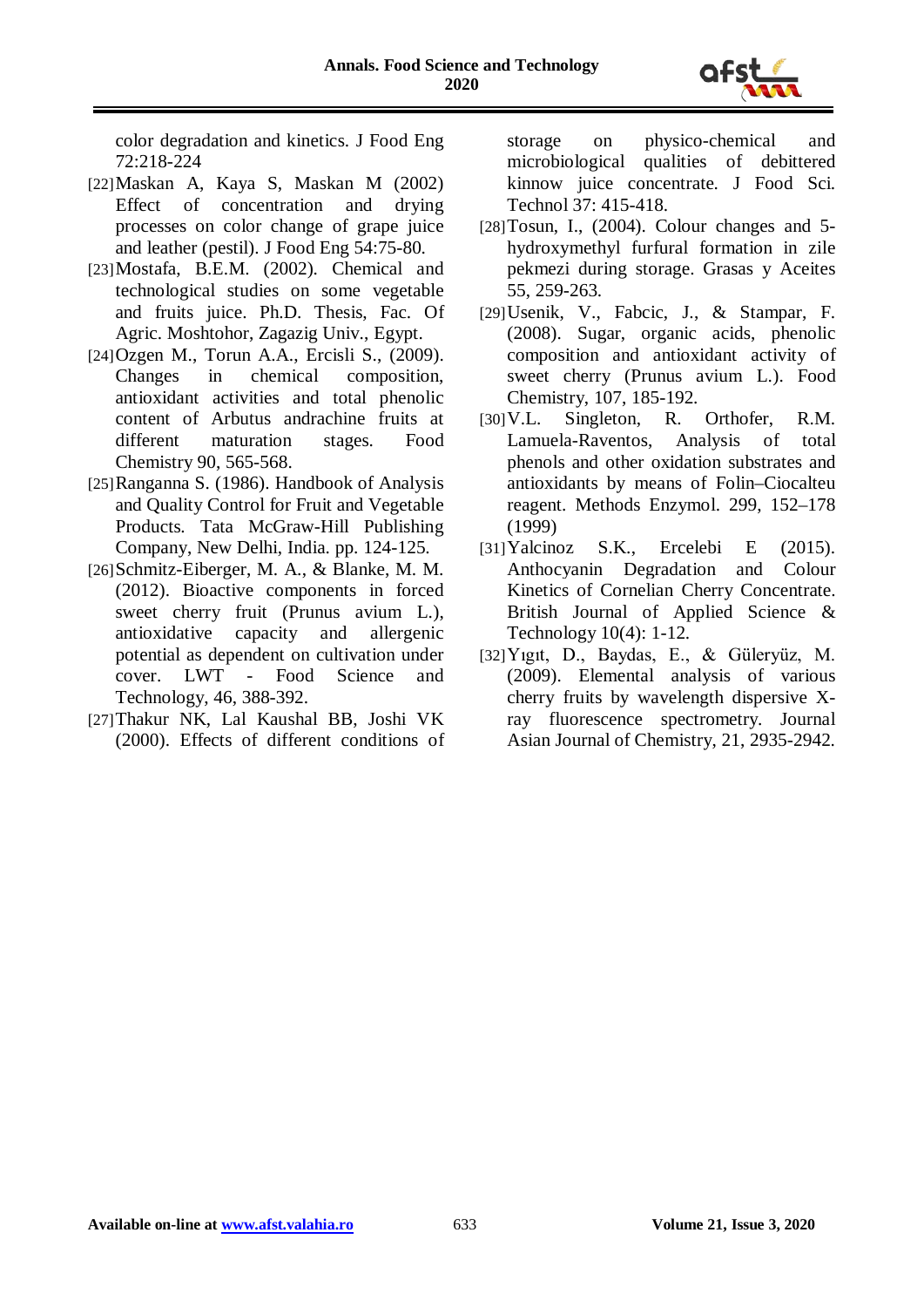color degradation and kinetics. J Food Eng 72:218-224

[22] Maskan A, Kaya S, Maskan M (2002) Effect of concentration and drying processes on color change of grape juice and leather (pestil). J Food Eng 54:75-80.

[23] Mostafa, B.E.M. (2002). Chemical and technological studies on some vegetable and fruits juice. Ph.D. Thesis, Fac. Of Agric. Moshtohor, Zagazig Univ., Egypt.

[24] Ozgen M., Torun A.A., Ercisli S., (2009). Changes in chemical composition, antioxidant activities and total phenolic content of Arbutus andrachine fruits at different maturation stages. Food Chemistry 90, 565-568.

[25] Ranganna S. (1986). Handbook of Analysis and Quality Control for Fruit and Vegetable Products. Tata McGraw-Hill Publishing Company, New Delhi, India. pp. 124-125.

[26] Schmitz-Eiberger, M. A., & Blanke, M. M. (2012). Bioactive components in forced sweet cherry fruit (Prunus avium L.), antioxidative capacity and allergenic potential as dependent on cultivation under cover. LWT - Food Science and Technology, 46, 388-392.

[27] Thakur NK, Lal Kaushal BB, Joshi VK (2000). Effects of different conditions of storage on physico-chemical and microbiological qualities of debittered kinnow juice concentrate. J Food Sci. Technol 37: 415-418.

[28] Tosun, I., (2004). Colour changes and 5-hydroxymethyl furfural formation in zile pekmezi during storage. Grasas y Aceites 55, 259-263.

[29] Usenik, V., Fabcic, J., & Stampar, F. (2008). Sugar, organic acids, phenolic composition and antioxidant activity of sweet cherry (Prunus avium L.). Food Chemistry, 107, 185-192.

[30] V.L. Singleton, R. Orthofer, R.M. Lamuela-Raventos, Analysis of total phenols and other oxidation substrates and antioxidants by means of Folin–Ciocalteu reagent. Methods Enzymol. 299, 152–178 (1999)

[31] Yalcinoz S.K., Ercelebi E (2015). Anthocyanin Degradation and Colour Kinetics of Cornelian Cherry Concentrate. British Journal of Applied Science & Technology 10(4): 1-12.

[32] Yıgıt, D., Baydas, E., & Güleryüz, M. (2009). Elemental analysis of various cherry fruits by wavelength dispersive X-ray fluorescence spectrometry. Journal Asian Journal of Chemistry, 21, 2935-2942.